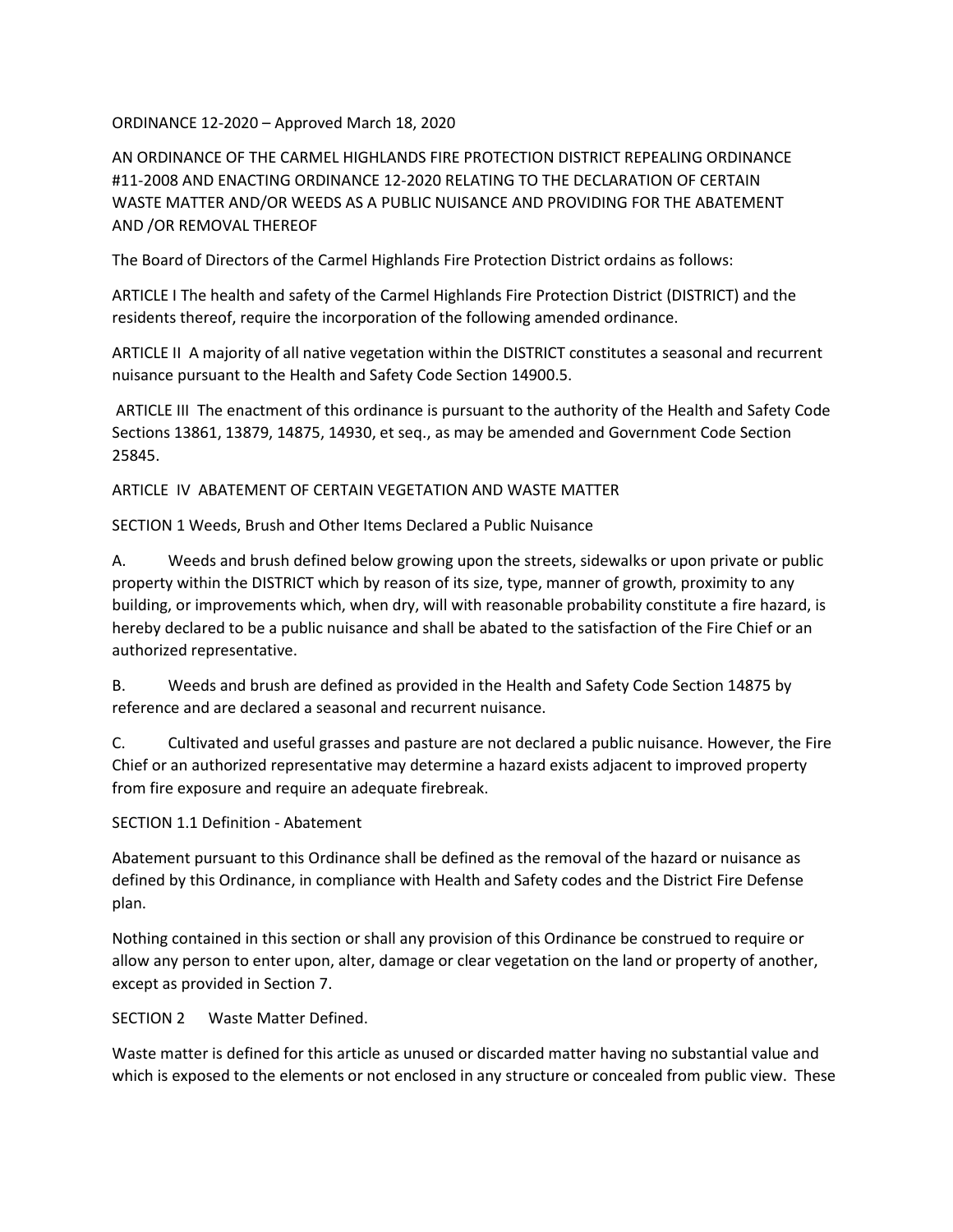ORDINANCE 12-2020 – Approved March 18, 2020

AN ORDINANCE OF THE CARMEL HIGHLANDS FIRE PROTECTION DISTRICT REPEALING ORDINANCE #11-2008 AND ENACTING ORDINANCE 12-2020 RELATING TO THE DECLARATION OF CERTAIN WASTE MATTER AND/OR WEEDS AS A PUBLIC NUISANCE AND PROVIDING FOR THE ABATEMENT AND /OR REMOVAL THEREOF

The Board of Directors of the Carmel Highlands Fire Protection District ordains as follows:

ARTICLE I The health and safety of the Carmel Highlands Fire Protection District (DISTRICT) and the residents thereof, require the incorporation of the following amended ordinance.

ARTICLE II A majority of all native vegetation within the DISTRICT constitutes a seasonal and recurrent nuisance pursuant to the Health and Safety Code Section 14900.5.

ARTICLE III The enactment of this ordinance is pursuant to the authority of the Health and Safety Code Sections 13861, 13879, 14875, 14930, et seq., as may be amended and Government Code Section 25845.

ARTICLE IV ABATEMENT OF CERTAIN VEGETATION AND WASTE MATTER

SECTION 1 Weeds, Brush and Other Items Declared a Public Nuisance

A. Weeds and brush defined below growing upon the streets, sidewalks or upon private or public property within the DISTRICT which by reason of its size, type, manner of growth, proximity to any building, or improvements which, when dry, will with reasonable probability constitute a fire hazard, is hereby declared to be a public nuisance and shall be abated to the satisfaction of the Fire Chief or an authorized representative.

B. Weeds and brush are defined as provided in the Health and Safety Code Section 14875 by reference and are declared a seasonal and recurrent nuisance.

C. Cultivated and useful grasses and pasture are not declared a public nuisance. However, the Fire Chief or an authorized representative may determine a hazard exists adjacent to improved property from fire exposure and require an adequate firebreak.

SECTION 1.1 Definition - Abatement

Abatement pursuant to this Ordinance shall be defined as the removal of the hazard or nuisance as defined by this Ordinance, in compliance with Health and Safety codes and the District Fire Defense plan.

Nothing contained in this section or shall any provision of this Ordinance be construed to require or allow any person to enter upon, alter, damage or clear vegetation on the land or property of another, except as provided in Section 7.

SECTION 2 Waste Matter Defined.

Waste matter is defined for this article as unused or discarded matter having no substantial value and which is exposed to the elements or not enclosed in any structure or concealed from public view. These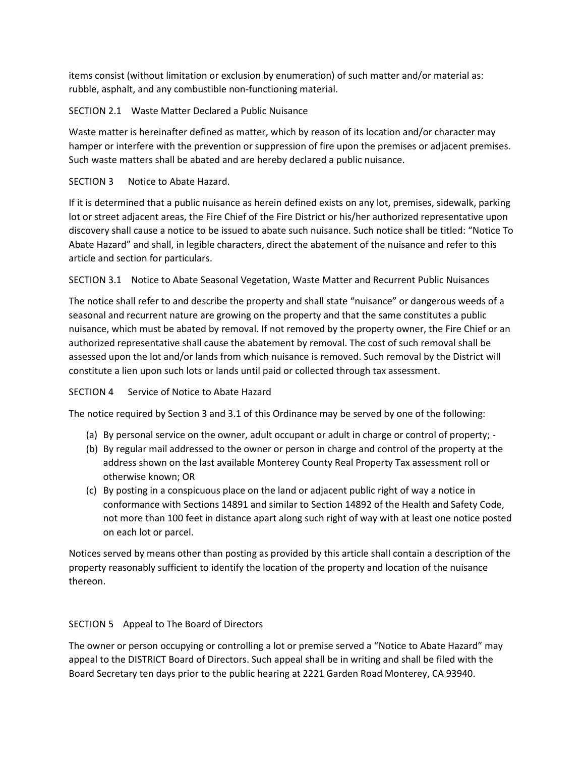items consist (without limitation or exclusion by enumeration) of such matter and/or material as: rubble, asphalt, and any combustible non-functioning material.

SECTION 2.1 Waste Matter Declared a Public Nuisance

Waste matter is hereinafter defined as matter, which by reason of its location and/or character may hamper or interfere with the prevention or suppression of fire upon the premises or adjacent premises. Such waste matters shall be abated and are hereby declared a public nuisance.

SECTION 3 Notice to Abate Hazard.

If it is determined that a public nuisance as herein defined exists on any lot, premises, sidewalk, parking lot or street adjacent areas, the Fire Chief of the Fire District or his/her authorized representative upon discovery shall cause a notice to be issued to abate such nuisance. Such notice shall be titled: "Notice To Abate Hazard" and shall, in legible characters, direct the abatement of the nuisance and refer to this article and section for particulars.

SECTION 3.1 Notice to Abate Seasonal Vegetation, Waste Matter and Recurrent Public Nuisances

The notice shall refer to and describe the property and shall state "nuisance" or dangerous weeds of a seasonal and recurrent nature are growing on the property and that the same constitutes a public nuisance, which must be abated by removal. If not removed by the property owner, the Fire Chief or an authorized representative shall cause the abatement by removal. The cost of such removal shall be assessed upon the lot and/or lands from which nuisance is removed. Such removal by the District will constitute a lien upon such lots or lands until paid or collected through tax assessment.

SECTION 4 Service of Notice to Abate Hazard

The notice required by Section 3 and 3.1 of this Ordinance may be served by one of the following:

(a) By personal service on the owner, adult occupant or adult in charge or control of property; -
(b) By regular mail addressed to the owner or person in charge and control of the property at the address shown on the last available Monterey County Real Property Tax assessment roll or otherwise known; OR
(c) By posting in a conspicuous place on the land or adjacent public right of way a notice in conformance with Sections 14891 and similar to Section 14892 of the Health and Safety Code, not more than 100 feet in distance apart along such right of way with at least one notice posted on each lot or parcel.

Notices served by means other than posting as provided by this article shall contain a description of the property reasonably sufficient to identify the location of the property and location of the nuisance thereon.

SECTION 5 Appeal to The Board of Directors

The owner or person occupying or controlling a lot or premise served a "Notice to Abate Hazard" may appeal to the DISTRICT Board of Directors. Such appeal shall be in writing and shall be filed with the Board Secretary ten days prior to the public hearing at 2221 Garden Road Monterey, CA 93940.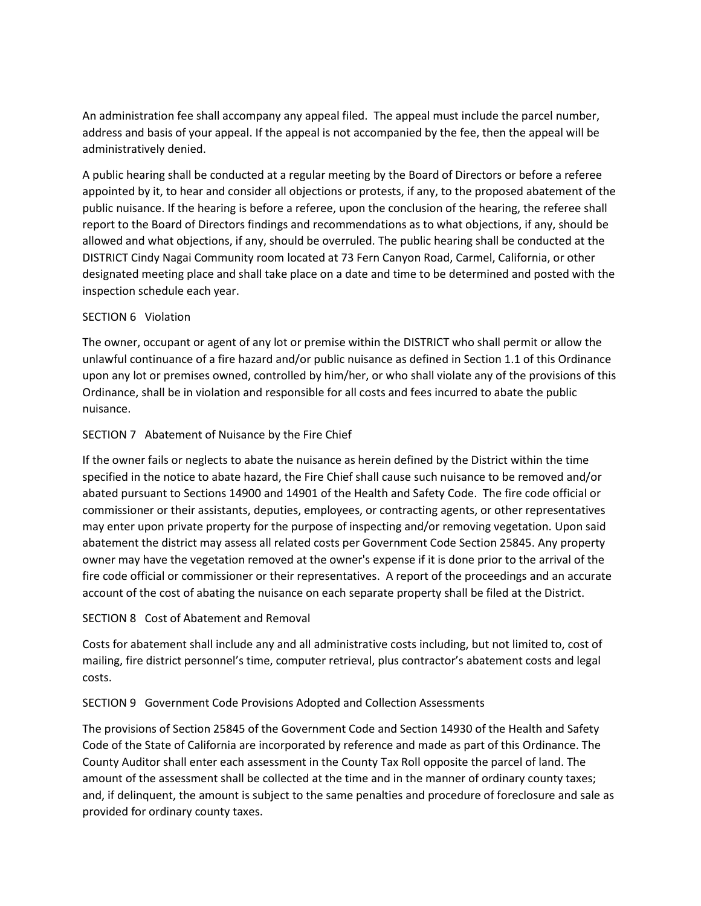An administration fee shall accompany any appeal filed. The appeal must include the parcel number, address and basis of your appeal. If the appeal is not accompanied by the fee, then the appeal will be administratively denied.

A public hearing shall be conducted at a regular meeting by the Board of Directors or before a referee appointed by it, to hear and consider all objections or protests, if any, to the proposed abatement of the public nuisance. If the hearing is before a referee, upon the conclusion of the hearing, the referee shall report to the Board of Directors findings and recommendations as to what objections, if any, should be allowed and what objections, if any, should be overruled. The public hearing shall be conducted at the DISTRICT Cindy Nagai Community room located at 73 Fern Canyon Road, Carmel, California, or other designated meeting place and shall take place on a date and time to be determined and posted with the inspection schedule each year.

SECTION 6 Violation

The owner, occupant or agent of any lot or premise within the DISTRICT who shall permit or allow the unlawful continuance of a fire hazard and/or public nuisance as defined in Section 1.1 of this Ordinance upon any lot or premises owned, controlled by him/her, or who shall violate any of the provisions of this Ordinance, shall be in violation and responsible for all costs and fees incurred to abate the public nuisance.

SECTION 7 Abatement of Nuisance by the Fire Chief

If the owner fails or neglects to abate the nuisance as herein defined by the District within the time specified in the notice to abate hazard, the Fire Chief shall cause such nuisance to be removed and/or abated pursuant to Sections 14900 and 14901 of the Health and Safety Code. The fire code official or commissioner or their assistants, deputies, employees, or contracting agents, or other representatives may enter upon private property for the purpose of inspecting and/or removing vegetation. Upon said abatement the district may assess all related costs per Government Code Section 25845. Any property owner may have the vegetation removed at the owner's expense if it is done prior to the arrival of the fire code official or commissioner or their representatives. A report of the proceedings and an accurate account of the cost of abating the nuisance on each separate property shall be filed at the District.

SECTION 8 Cost of Abatement and Removal

Costs for abatement shall include any and all administrative costs including, but not limited to, cost of mailing, fire district personnel's time, computer retrieval, plus contractor's abatement costs and legal costs.

SECTION 9 Government Code Provisions Adopted and Collection Assessments

The provisions of Section 25845 of the Government Code and Section 14930 of the Health and Safety Code of the State of California are incorporated by reference and made as part of this Ordinance. The County Auditor shall enter each assessment in the County Tax Roll opposite the parcel of land. The amount of the assessment shall be collected at the time and in the manner of ordinary county taxes; and, if delinquent, the amount is subject to the same penalties and procedure of foreclosure and sale as provided for ordinary county taxes.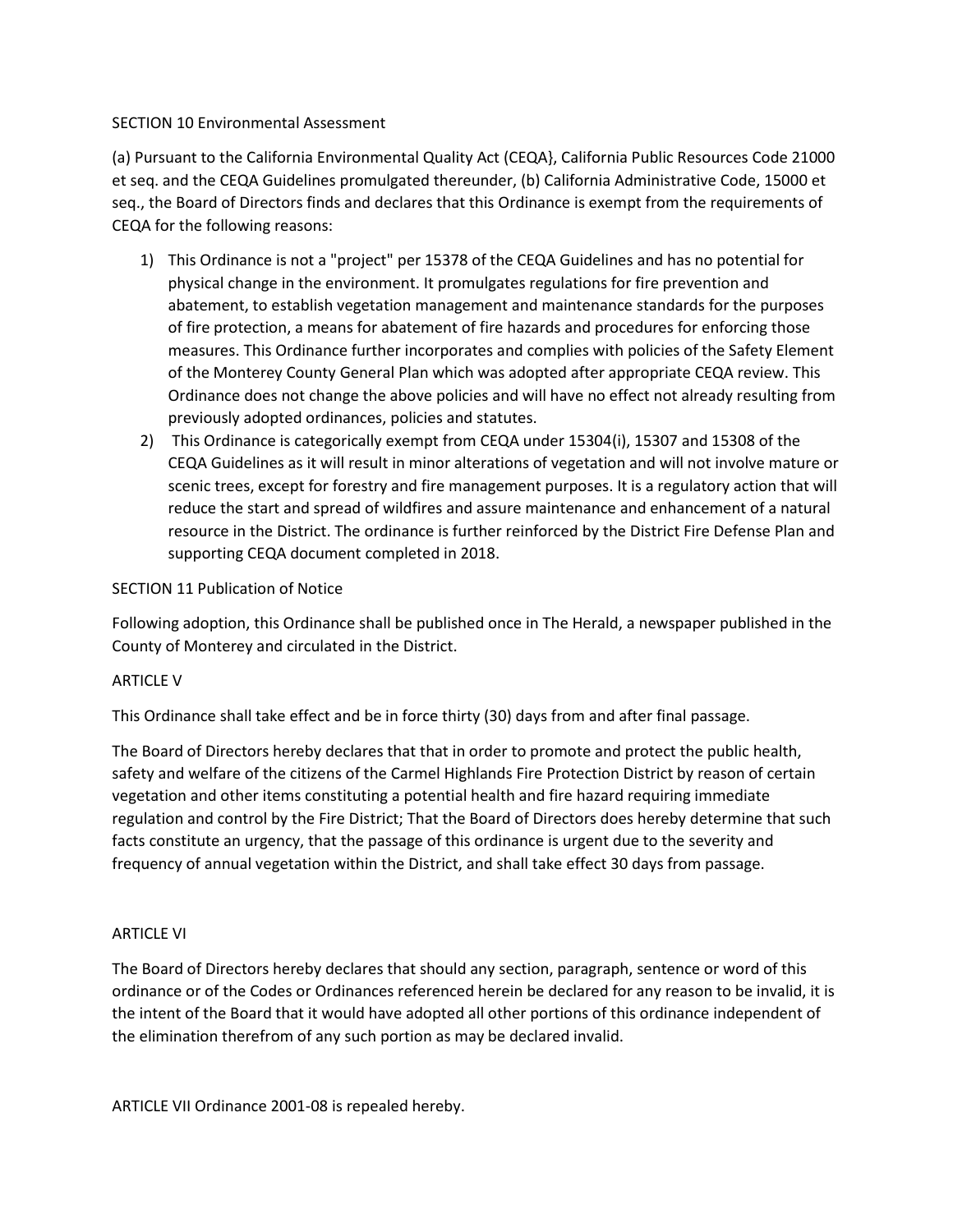SECTION 10 Environmental Assessment

(a) Pursuant to the California Environmental Quality Act (CEQA}, California Public Resources Code 21000 et seq. and the CEQA Guidelines promulgated thereunder, (b) California Administrative Code, 15000 et seq., the Board of Directors finds and declares that this Ordinance is exempt from the requirements of CEQA for the following reasons:

1) This Ordinance is not a "project" per 15378 of the CEQA Guidelines and has no potential for physical change in the environment. It promulgates regulations for fire prevention and abatement, to establish vegetation management and maintenance standards for the purposes of fire protection, a means for abatement of fire hazards and procedures for enforcing those measures. This Ordinance further incorporates and complies with policies of the Safety Element of the Monterey County General Plan which was adopted after appropriate CEQA review. This Ordinance does not change the above policies and will have no effect not already resulting from previously adopted ordinances, policies and statutes.
2) This Ordinance is categorically exempt from CEQA under 15304(i), 15307 and 15308 of the CEQA Guidelines as it will result in minor alterations of vegetation and will not involve mature or scenic trees, except for forestry and fire management purposes. It is a regulatory action that will reduce the start and spread of wildfires and assure maintenance and enhancement of a natural resource in the District. The ordinance is further reinforced by the District Fire Defense Plan and supporting CEQA document completed in 2018.

SECTION 11 Publication of Notice

Following adoption, this Ordinance shall be published once in The Herald, a newspaper published in the County of Monterey and circulated in the District.

ARTICLE V

This Ordinance shall take effect and be in force thirty (30) days from and after final passage.

The Board of Directors hereby declares that that in order to promote and protect the public health, safety and welfare of the citizens of the Carmel Highlands Fire Protection District by reason of certain vegetation and other items constituting a potential health and fire hazard requiring immediate regulation and control by the Fire District; That the Board of Directors does hereby determine that such facts constitute an urgency, that the passage of this ordinance is urgent due to the severity and frequency of annual vegetation within the District, and shall take effect 30 days from passage.

ARTICLE VI

The Board of Directors hereby declares that should any section, paragraph, sentence or word of this ordinance or of the Codes or Ordinances referenced herein be declared for any reason to be invalid, it is the intent of the Board that it would have adopted all other portions of this ordinance independent of the elimination therefrom of any such portion as may be declared invalid.

ARTICLE VII Ordinance 2001-08 is repealed hereby.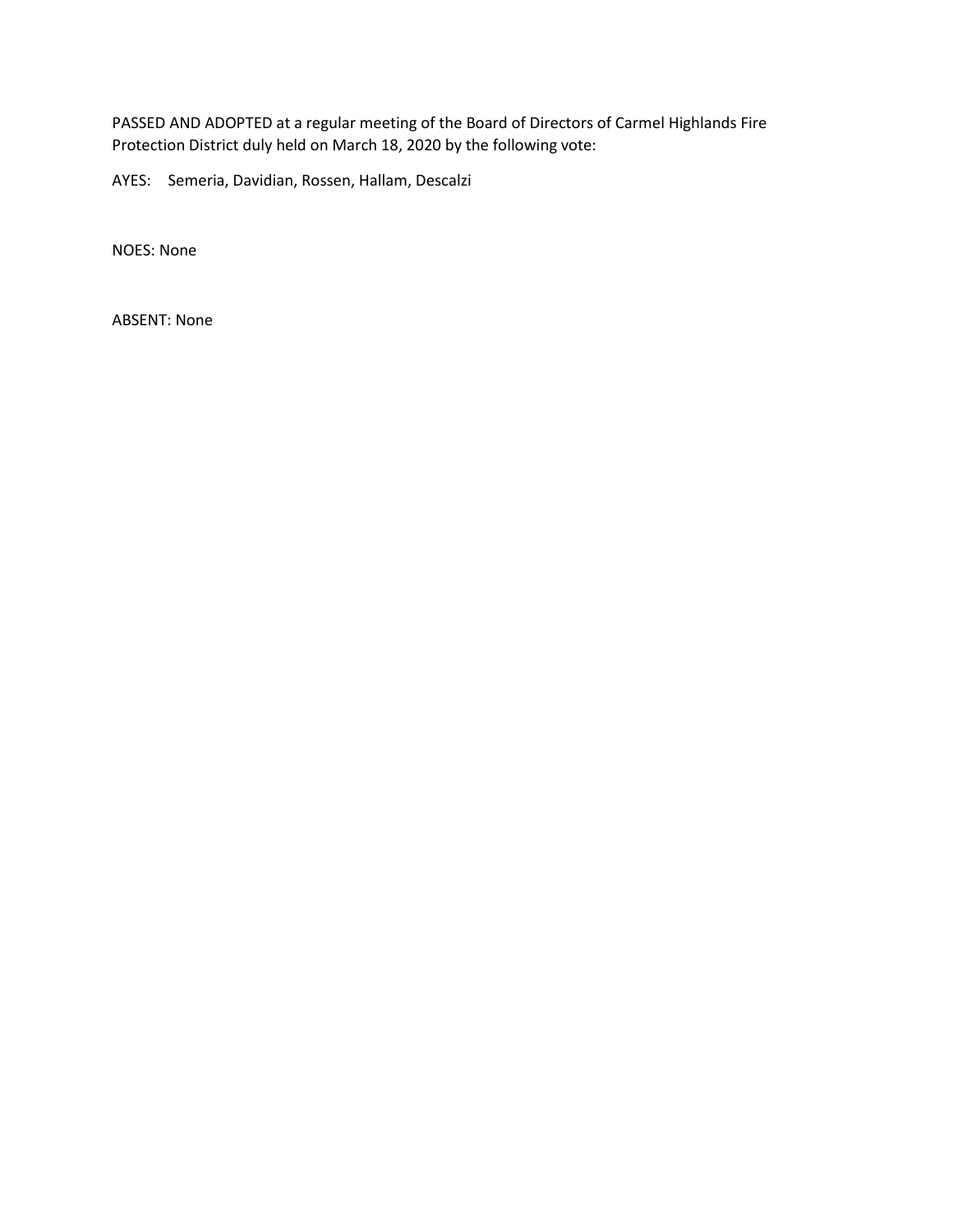PASSED AND ADOPTED at a regular meeting of the Board of Directors of Carmel Highlands Fire Protection District duly held on March 18, 2020 by the following vote:

AYES: Semeria, Davidian, Rossen, Hallam, Descalzi

NOES: None

ABSENT: None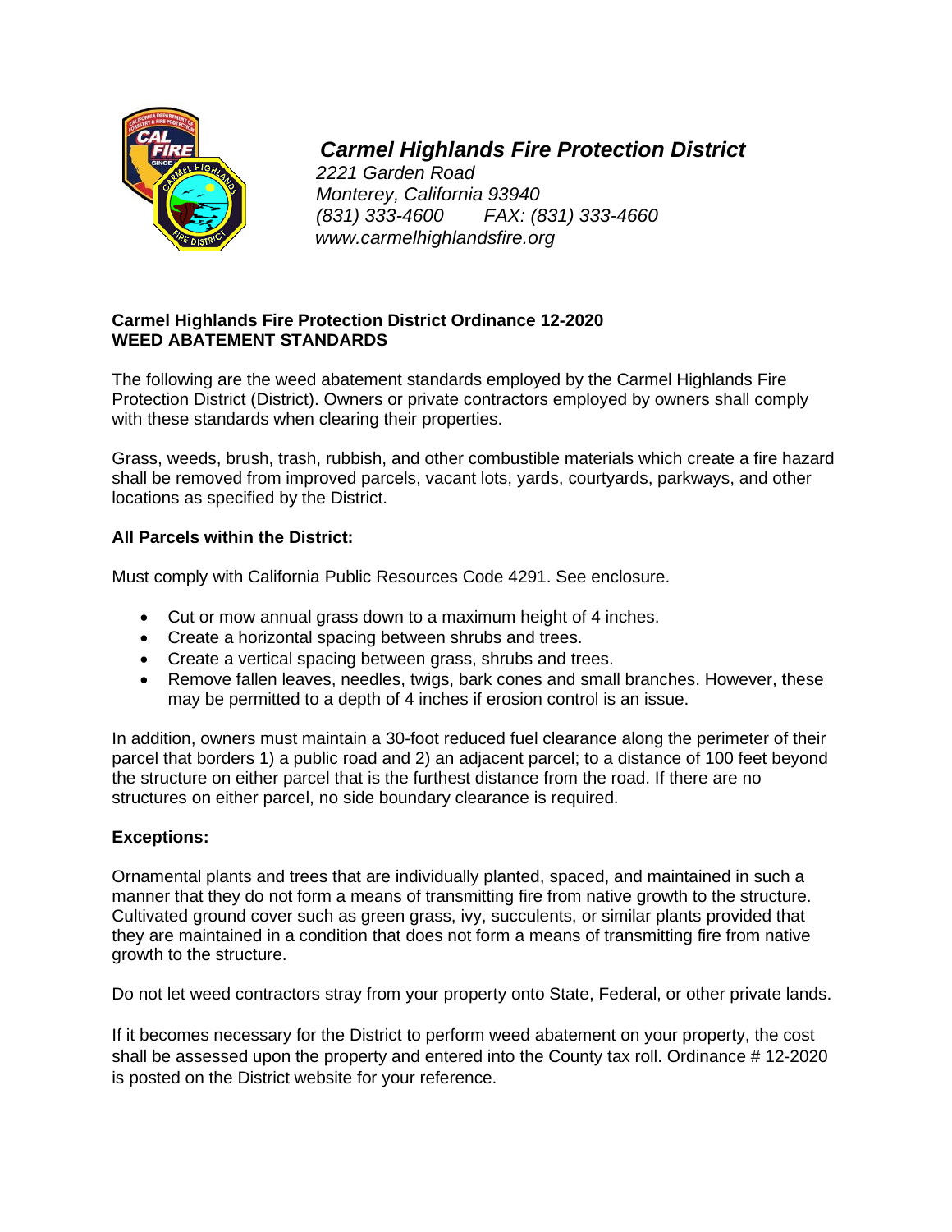# *Carmel Highlands Fire Protection District*

*2221 Garden Road*
*Monterey, California 93940*
*(831) 333-4600 FAX: (831) 333-4660*
*www.carmelhighlandsfire.org*

**Carmel Highlands Fire Protection District Ordinance 12-2020**
**WEED ABATEMENT STANDARDS**

The following are the weed abatement standards employed by the Carmel Highlands Fire Protection District (District). Owners or private contractors employed by owners shall comply with these standards when clearing their properties.

Grass, weeds, brush, trash, rubbish, and other combustible materials which create a fire hazard shall be removed from improved parcels, vacant lots, yards, courtyards, parkways, and other locations as specified by the District.

**All Parcels within the District:**

Must comply with California Public Resources Code 4291. See enclosure.

- Cut or mow annual grass down to a maximum height of 4 inches.
- Create a horizontal spacing between shrubs and trees.
- Create a vertical spacing between grass, shrubs and trees.
- Remove fallen leaves, needles, twigs, bark cones and small branches. However, these may be permitted to a depth of 4 inches if erosion control is an issue.

In addition, owners must maintain a 30-foot reduced fuel clearance along the perimeter of their parcel that borders 1) a public road and 2) an adjacent parcel; to a distance of 100 feet beyond the structure on either parcel that is the furthest distance from the road. If there are no structures on either parcel, no side boundary clearance is required.

**Exceptions:**

Ornamental plants and trees that are individually planted, spaced, and maintained in such a manner that they do not form a means of transmitting fire from native growth to the structure. Cultivated ground cover such as green grass, ivy, succulents, or similar plants provided that they are maintained in a condition that does not form a means of transmitting fire from native growth to the structure.

Do not let weed contractors stray from your property onto State, Federal, or other private lands.

If it becomes necessary for the District to perform weed abatement on your property, the cost shall be assessed upon the property and entered into the County tax roll. Ordinance # 12-2020 is posted on the District website for your reference.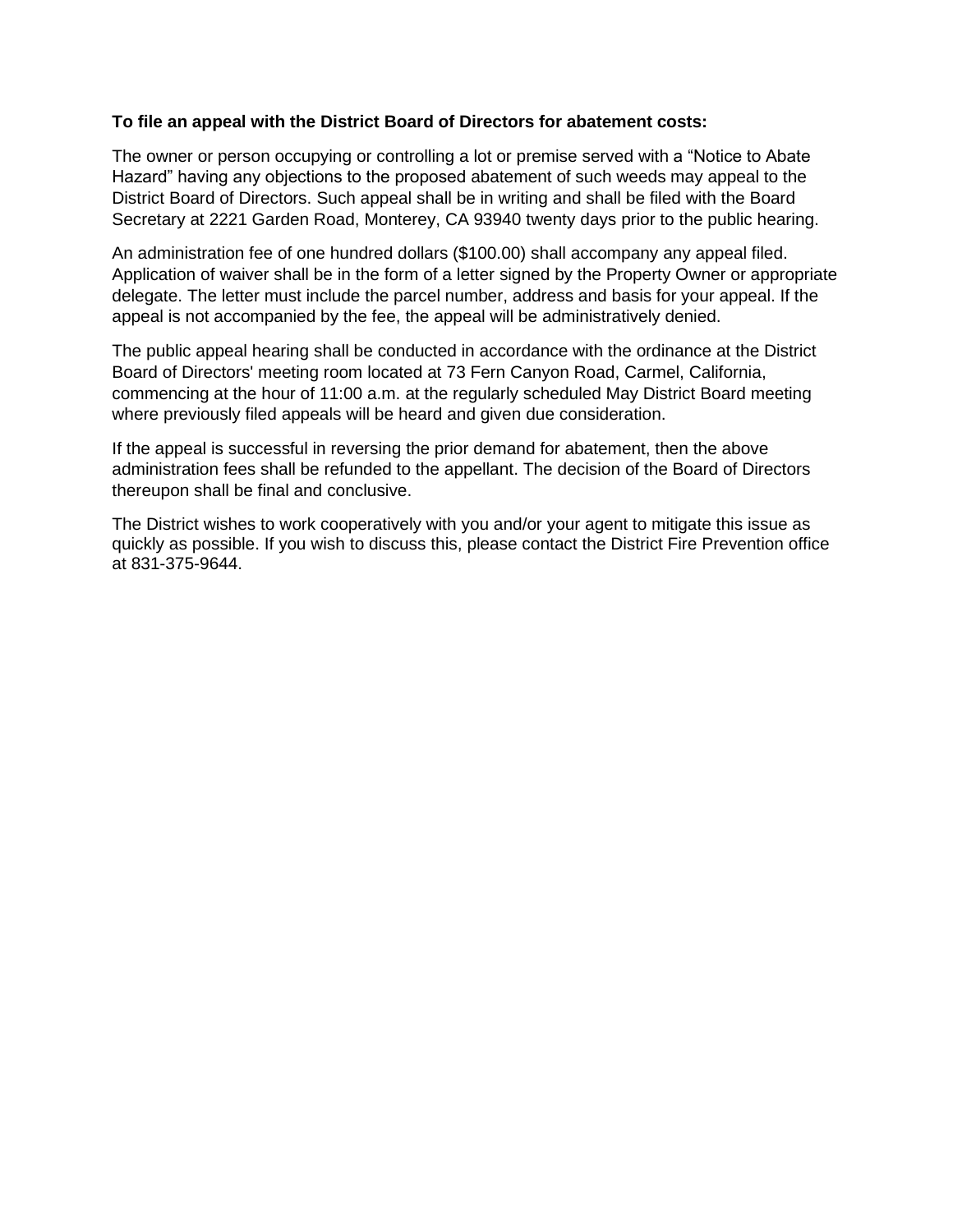**To file an appeal with the District Board of Directors for abatement costs:**

The owner or person occupying or controlling a lot or premise served with a "Notice to Abate Hazard" having any objections to the proposed abatement of such weeds may appeal to the District Board of Directors. Such appeal shall be in writing and shall be filed with the Board Secretary at 2221 Garden Road, Monterey, CA 93940 twenty days prior to the public hearing.

An administration fee of one hundred dollars ($100.00) shall accompany any appeal filed. Application of waiver shall be in the form of a letter signed by the Property Owner or appropriate delegate. The letter must include the parcel number, address and basis for your appeal. If the appeal is not accompanied by the fee, the appeal will be administratively denied.

The public appeal hearing shall be conducted in accordance with the ordinance at the District Board of Directors' meeting room located at 73 Fern Canyon Road, Carmel, California, commencing at the hour of 11:00 a.m. at the regularly scheduled May District Board meeting where previously filed appeals will be heard and given due consideration.

If the appeal is successful in reversing the prior demand for abatement, then the above administration fees shall be refunded to the appellant. The decision of the Board of Directors thereupon shall be final and conclusive.

The District wishes to work cooperatively with you and/or your agent to mitigate this issue as quickly as possible. If you wish to discuss this, please contact the District Fire Prevention office at 831-375-9644.